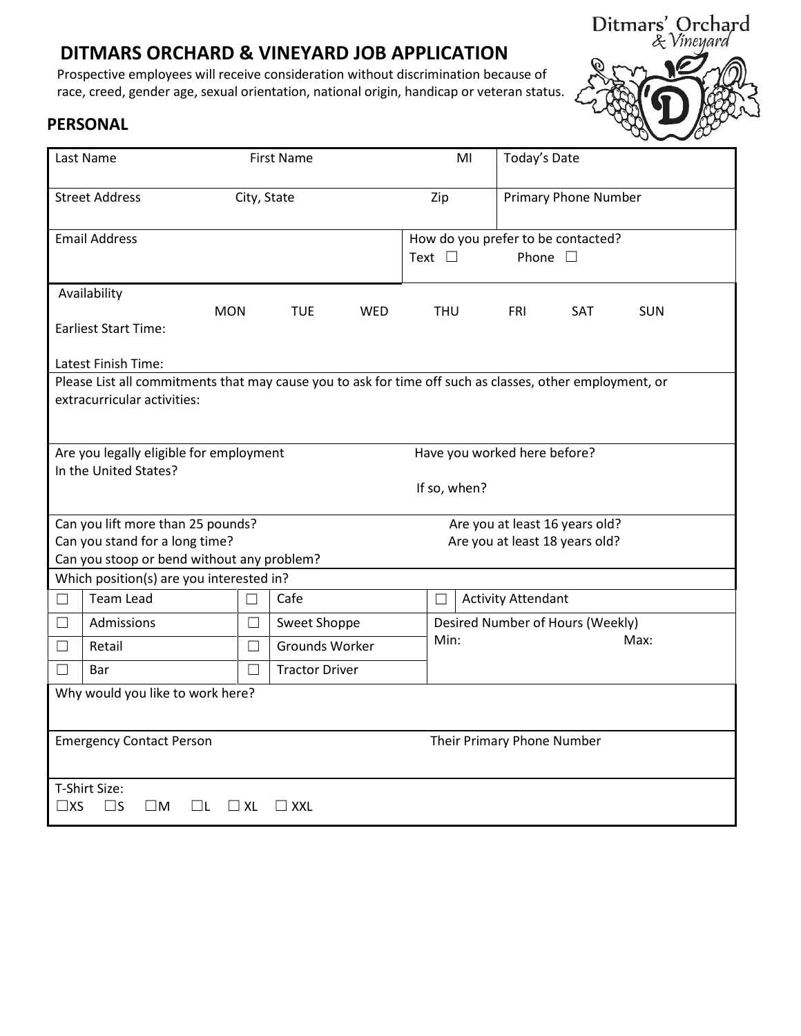# DITMARS ORCHARD & VINEYARD JOB APPLICATION

Prospective employees will receive consideration without discrimination because of race, creed, gender age, sexual orientation, national origin, handicap or veteran status.

Ditmars' Orchard & Vineyard

## PERSONAL

| Last Name | First Name | MI | Today's Date |
|---|---|---|---|
| | | | |

| Street Address | City, State | Zip | Primary Phone Number |
|---|---|---|---|
| | | | |

| Email Address | How do you prefer to be contacted? Text ☐ Phone ☐ |
|---|---|
| | |

**Availability**

| | MON | TUE | WED | THU | FRI | SAT | SUN |
|---|---|---|---|---|---|---|---|
| Earliest Start Time: | | | | | | | |
| Latest Finish Time: | | | | | | | |

Please List all commitments that may cause you to ask for time off such as classes, other employment, or extracurricular activities:

Are you legally eligible for employment In the United States?

Have you worked here before?

If so, when?

Can you lift more than 25 pounds?

Can you stand for a long time?

Can you stoop or bend without any problem?

Are you at least 16 years old?

Are you at least 18 years old?

Which position(s) are you interested in?

| | | | | | |
|---|---|---|---|---|---|
| ☐ | Team Lead | ☐ | Cafe | ☐ | Activity Attendant |
| ☐ | Admissions | ☐ | Sweet Shoppe | Desired Number of Hours (Weekly) | |
| ☐ | Retail | ☐ | Grounds Worker | Min: | Max: |
| ☐ | Bar | ☐ | Tractor Driver | | |

Why would you like to work here?

| Emergency Contact Person | Their Primary Phone Number |
|---|---|
| | |

T-Shirt Size:

☐XS ☐S ☐M ☐L ☐ XL ☐ XXL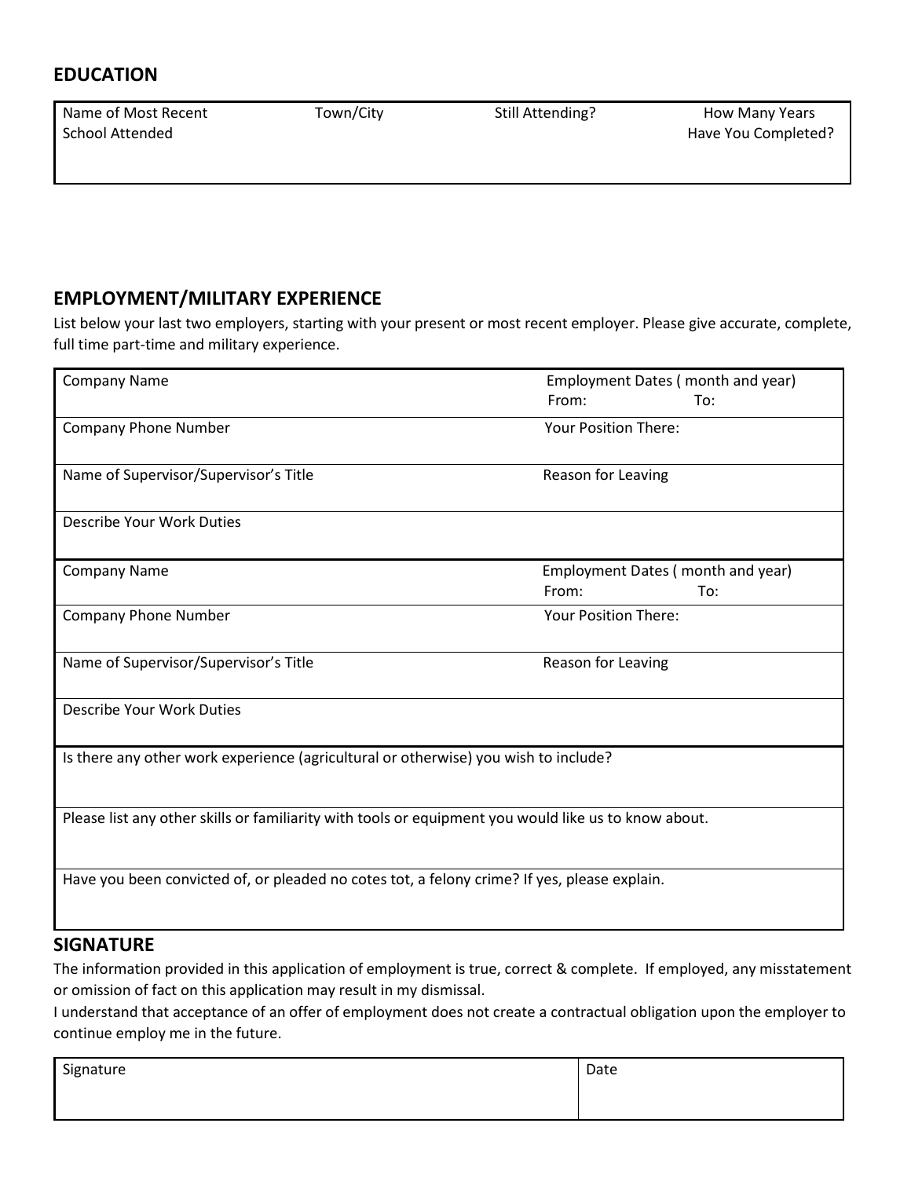## EDUCATION

| Name of Most Recent School Attended | Town/City | Still Attending? | How Many Years Have You Completed? |
| --- | --- | --- | --- |
| | | | |

## EMPLOYMENT/MILITARY EXPERIENCE

List below your last two employers, starting with your present or most recent employer. Please give accurate, complete, full time part-time and military experience.

| | |
| --- | --- |
| Company Name | Employment Dates ( month and year)<br>From: To: |
| Company Phone Number | Your Position There: |
| Name of Supervisor/Supervisor's Title | Reason for Leaving |
| Describe Your Work Duties | |
| Company Name | Employment Dates ( month and year)<br>From: To: |
| Company Phone Number | Your Position There: |
| Name of Supervisor/Supervisor's Title | Reason for Leaving |
| Describe Your Work Duties | |
| Is there any other work experience (agricultural or otherwise) you wish to include? | |
| Please list any other skills or familiarity with tools or equipment you would like us to know about. | |
| Have you been convicted of, or pleaded no cotes tot, a felony crime? If yes, please explain. | |

## SIGNATURE

The information provided in this application of employment is true, correct & complete. If employed, any misstatement or omission of fact on this application may result in my dismissal.

I understand that acceptance of an offer of employment does not create a contractual obligation upon the employer to continue employ me in the future.

| Signature | Date |
| --- | --- |
| | |